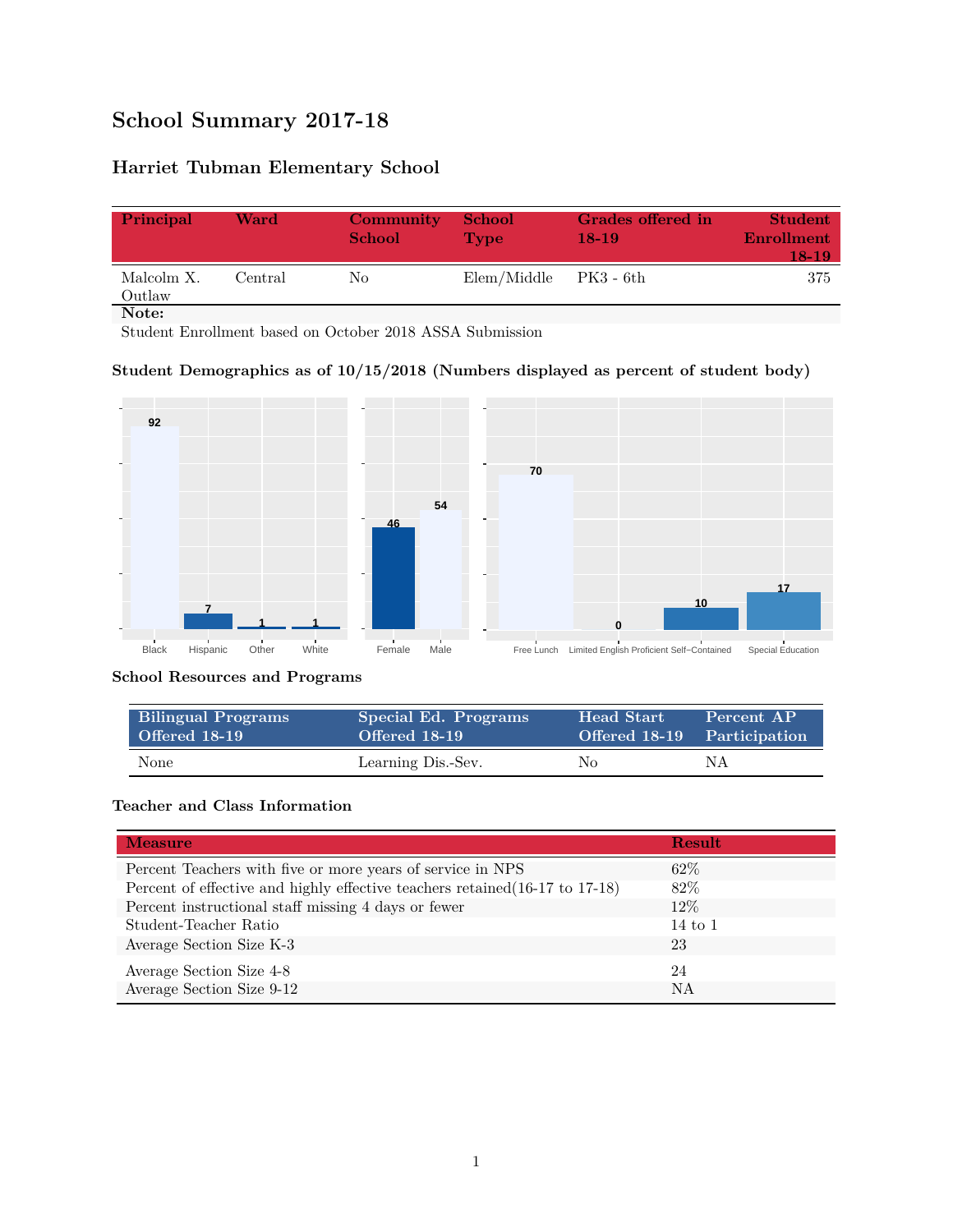# School Summary 2017-18

## Harriet Tubman Elementary School

| Principal | Ward | Community School | School Type | Grades offered in 18-19 | Student Enrollment 18-19 |
|---|---|---|---|---|---|
| Malcolm X. Outlaw | Central | No | Elem/Middle | PK3 - 6th | 375 |

**Note:**
Student Enrollment based on October 2018 ASSA Submission

### Student Demographics as of 10/15/2018 (Numbers displayed as percent of student body)

| Black | Hispanic | Other | White |
|---|---|---|---|
| 92 | 7 | 1 | 1 |

| Female | Male |
|---|---|
| 46 | 54 |

| Free Lunch | Limited English Proficient | Self-Contained | Special Education |
|---|---|---|---|
| 70 | 0 | 10 | 17 |

### School Resources and Programs

| Bilingual Programs Offered 18-19 | Special Ed. Programs Offered 18-19 | Head Start Offered 18-19 | Percent AP Participation |
|---|---|---|---|
| None | Learning Dis.-Sev. | No | NA |

### Teacher and Class Information

| Measure | Result |
|---|---|
| Percent Teachers with five or more years of service in NPS | 62% |
| Percent of effective and highly effective teachers retained(16-17 to 17-18) | 82% |
| Percent instructional staff missing 4 days or fewer | 12% |
| Student-Teacher Ratio | 14 to 1 |
| Average Section Size K-3 | 23 |
| Average Section Size 4-8 | 24 |
| Average Section Size 9-12 | NA |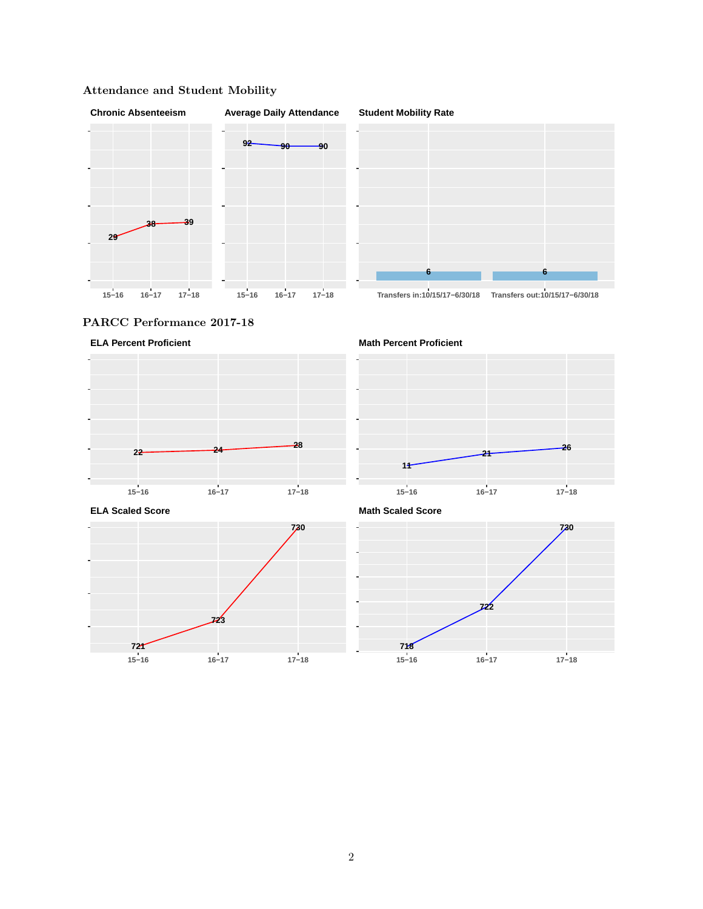## Attendance and Student Mobility

**Chronic Absenteeism**

29
38
39

15−16 16−17 17−18

**Average Daily Attendance**

92
90
90

15−16 16−17 17−18

**Student Mobility Rate**

6
6

Transfers in:10/15/17−6/30/18 Transfers out:10/15/17−6/30/18

## PARCC Performance 2017-18

**ELA Percent Proficient**

22
24
28

15−16 16−17 17−18

**Math Percent Proficient**

11
21
26

15−16 16−17 17−18

**ELA Scaled Score**

721
723
730

15−16 16−17 17−18

**Math Scaled Score**

718
722
730

15−16 16−17 17−18